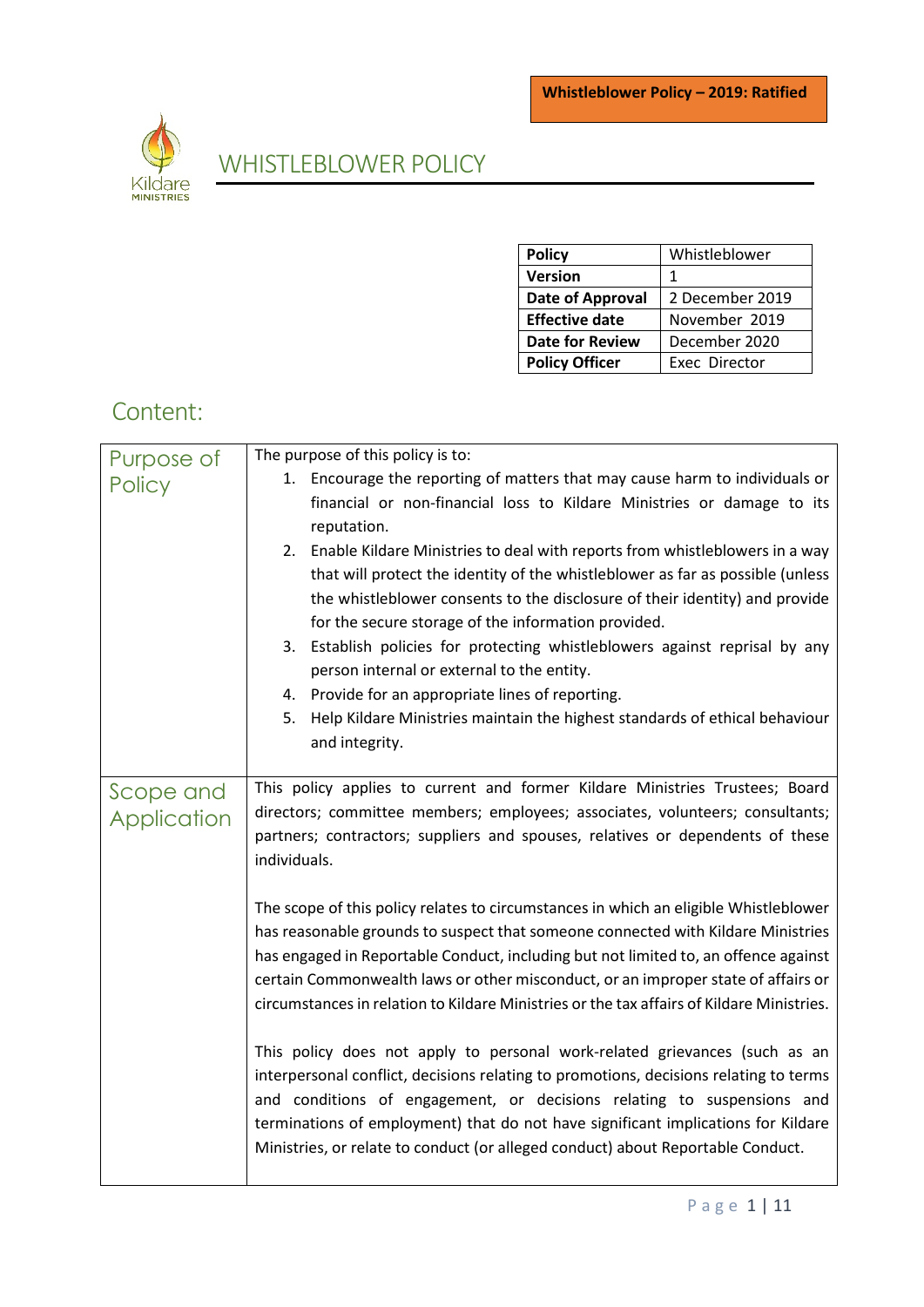**Whistleblower Policy – 2019: Ratified**

# WHISTLEBLOWER POLICY

| Policy | Whistleblower |
|---|---|
| **Version** | 1 |
| **Date of Approval** | 2 December 2019 |
| **Effective date** | November 2019 |
| **Date for Review** | December 2020 |
| **Policy Officer** | Exec Director |

## Content:

| | |
|---|---|
| Purpose of Policy | The purpose of this policy is to: 1. Encourage the reporting of matters that may cause harm to individuals or financial or non-financial loss to Kildare Ministries or damage to its reputation. 2. Enable Kildare Ministries to deal with reports from whistleblowers in a way that will protect the identity of the whistleblower as far as possible (unless the whistleblower consents to the disclosure of their identity) and provide for the secure storage of the information provided. 3. Establish policies for protecting whistleblowers against reprisal by any person internal or external to the entity. 4. Provide for an appropriate lines of reporting. 5. Help Kildare Ministries maintain the highest standards of ethical behaviour and integrity. |
| Scope and Application | This policy applies to current and former Kildare Ministries Trustees; Board directors; committee members; employees; associates, volunteers; consultants; partners; contractors; suppliers and spouses, relatives or dependents of these individuals. <br><br> The scope of this policy relates to circumstances in which an eligible Whistleblower has reasonable grounds to suspect that someone connected with Kildare Ministries has engaged in Reportable Conduct, including but not limited to, an offence against certain Commonwealth laws or other misconduct, or an improper state of affairs or circumstances in relation to Kildare Ministries or the tax affairs of Kildare Ministries. <br><br> This policy does not apply to personal work-related grievances (such as an interpersonal conflict, decisions relating to promotions, decisions relating to terms and conditions of engagement, or decisions relating to suspensions and terminations of employment) that do not have significant implications for Kildare Ministries, or relate to conduct (or alleged conduct) about Reportable Conduct. |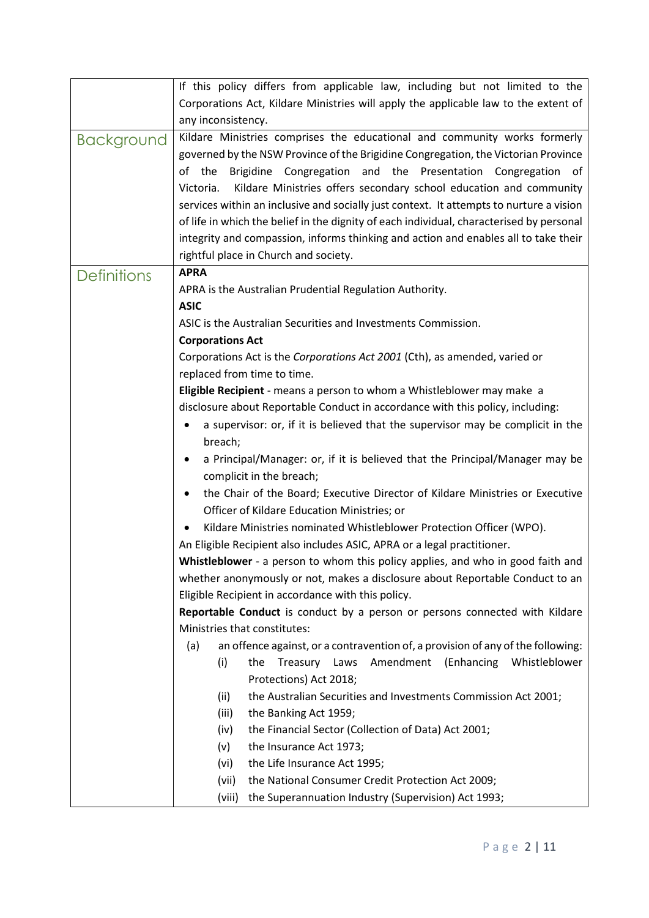If this policy differs from applicable law, including but not limited to the Corporations Act, Kildare Ministries will apply the applicable law to the extent of any inconsistency.

## Background

Kildare Ministries comprises the educational and community works formerly governed by the NSW Province of the Brigidine Congregation, the Victorian Province of the Brigidine Congregation and the Presentation Congregation of Victoria. Kildare Ministries offers secondary school education and community services within an inclusive and socially just context. It attempts to nurture a vision of life in which the belief in the dignity of each individual, characterised by personal integrity and compassion, informs thinking and action and enables all to take their rightful place in Church and society.

## Definitions

**APRA**

APRA is the Australian Prudential Regulation Authority.

**ASIC**

ASIC is the Australian Securities and Investments Commission.

**Corporations Act**

Corporations Act is the *Corporations Act 2001* (Cth), as amended, varied or replaced from time to time.

**Eligible Recipient** - means a person to whom a Whistleblower may make a disclosure about Reportable Conduct in accordance with this policy, including:

- a supervisor: or, if it is believed that the supervisor may be complicit in the breach;
- a Principal/Manager: or, if it is believed that the Principal/Manager may be complicit in the breach;
- the Chair of the Board; Executive Director of Kildare Ministries or Executive Officer of Kildare Education Ministries; or
- Kildare Ministries nominated Whistleblower Protection Officer (WPO).

An Eligible Recipient also includes ASIC, APRA or a legal practitioner.

**Whistleblower** - a person to whom this policy applies, and who in good faith and whether anonymously or not, makes a disclosure about Reportable Conduct to an Eligible Recipient in accordance with this policy.

**Reportable Conduct** is conduct by a person or persons connected with Kildare Ministries that constitutes:

(a) an offence against, or a contravention of, a provision of any of the following:

  (i) the Treasury Laws Amendment (Enhancing Whistleblower Protections) Act 2018;

  (ii) the Australian Securities and Investments Commission Act 2001;

  (iii) the Banking Act 1959;

  (iv) the Financial Sector (Collection of Data) Act 2001;

  (v) the Insurance Act 1973;

  (vi) the Life Insurance Act 1995;

  (vii) the National Consumer Credit Protection Act 2009;

  (viii) the Superannuation Industry (Supervision) Act 1993;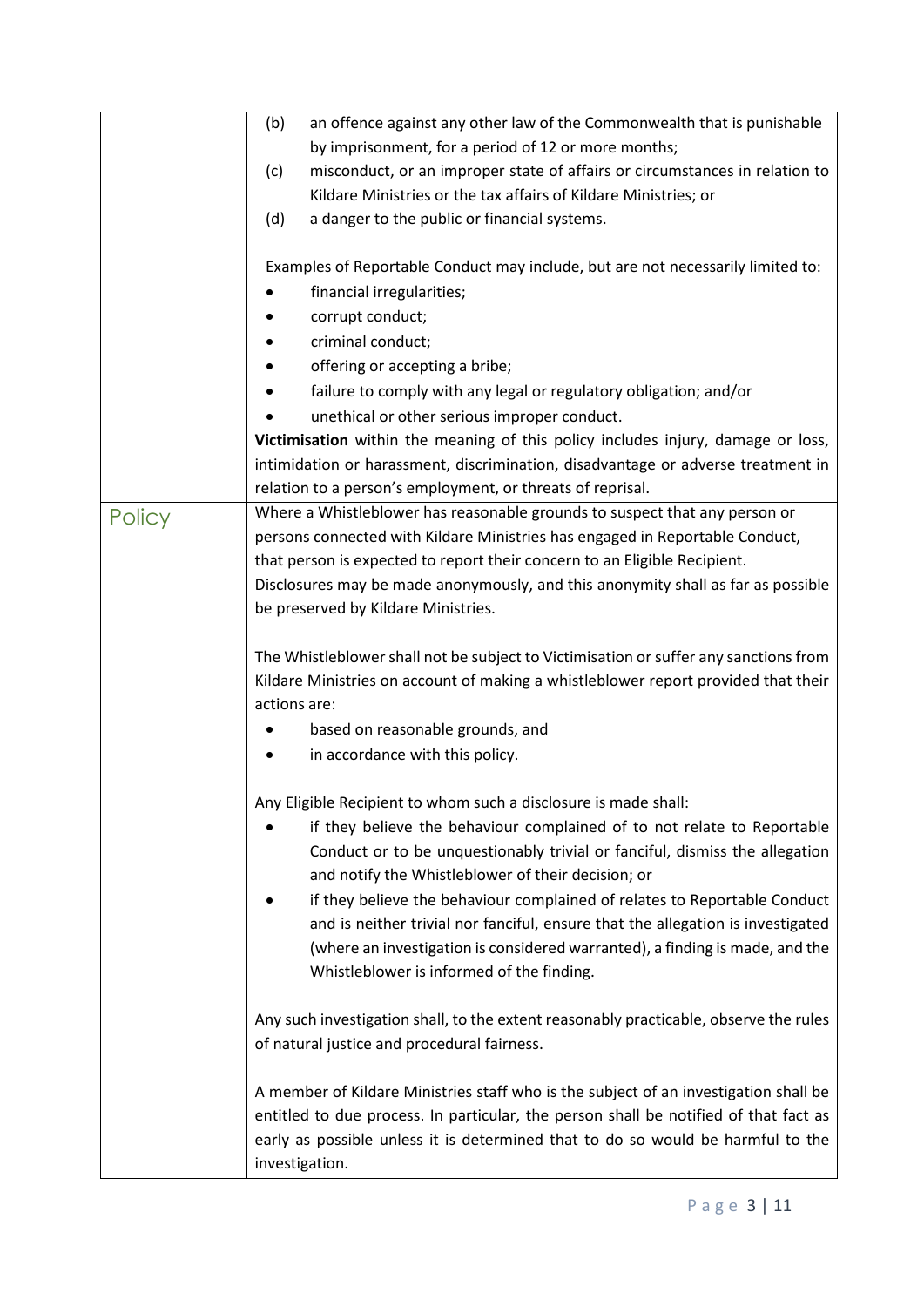| | |
|---|---|
| | (b) an offence against any other law of the Commonwealth that is punishable by imprisonment, for a period of 12 or more months;<br>(c) misconduct, or an improper state of affairs or circumstances in relation to Kildare Ministries or the tax affairs of Kildare Ministries; or<br>(d) a danger to the public or financial systems.<br><br>Examples of Reportable Conduct may include, but are not necessarily limited to:<br>• financial irregularities;<br>• corrupt conduct;<br>• criminal conduct;<br>• offering or accepting a bribe;<br>• failure to comply with any legal or regulatory obligation; and/or<br>• unethical or other serious improper conduct.<br>**Victimisation** within the meaning of this policy includes injury, damage or loss, intimidation or harassment, discrimination, disadvantage or adverse treatment in relation to a person's employment, or threats of reprisal. |
| Policy | Where a Whistleblower has reasonable grounds to suspect that any person or persons connected with Kildare Ministries has engaged in Reportable Conduct, that person is expected to report their concern to an Eligible Recipient. Disclosures may be made anonymously, and this anonymity shall as far as possible be preserved by Kildare Ministries.<br><br>The Whistleblower shall not be subject to Victimisation or suffer any sanctions from Kildare Ministries on account of making a whistleblower report provided that their actions are:<br>• based on reasonable grounds, and<br>• in accordance with this policy.<br><br>Any Eligible Recipient to whom such a disclosure is made shall:<br>• if they believe the behaviour complained of to not relate to Reportable Conduct or to be unquestionably trivial or fanciful, dismiss the allegation and notify the Whistleblower of their decision; or<br>• if they believe the behaviour complained of relates to Reportable Conduct and is neither trivial nor fanciful, ensure that the allegation is investigated (where an investigation is considered warranted), a finding is made, and the Whistleblower is informed of the finding.<br><br>Any such investigation shall, to the extent reasonably practicable, observe the rules of natural justice and procedural fairness.<br><br>A member of Kildare Ministries staff who is the subject of an investigation shall be entitled to due process. In particular, the person shall be notified of that fact as early as possible unless it is determined that to do so would be harmful to the investigation. |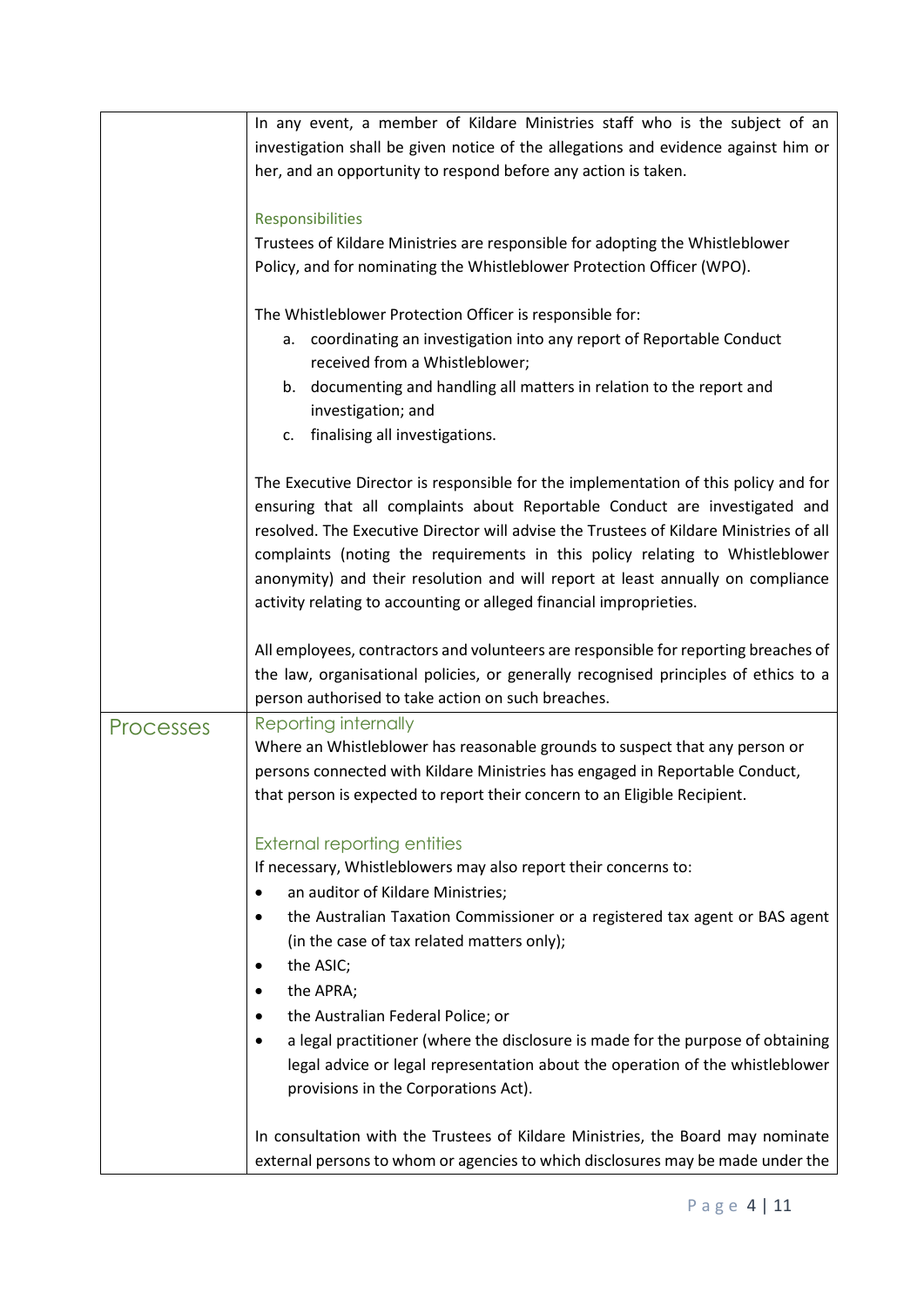In any event, a member of Kildare Ministries staff who is the subject of an investigation shall be given notice of the allegations and evidence against him or her, and an opportunity to respond before any action is taken.

### Responsibilities

Trustees of Kildare Ministries are responsible for adopting the Whistleblower Policy, and for nominating the Whistleblower Protection Officer (WPO).

The Whistleblower Protection Officer is responsible for:

a. coordinating an investigation into any report of Reportable Conduct received from a Whistleblower;
b. documenting and handling all matters in relation to the report and investigation; and
c. finalising all investigations.

The Executive Director is responsible for the implementation of this policy and for ensuring that all complaints about Reportable Conduct are investigated and resolved. The Executive Director will advise the Trustees of Kildare Ministries of all complaints (noting the requirements in this policy relating to Whistleblower anonymity) and their resolution and will report at least annually on compliance activity relating to accounting or alleged financial improprieties.

All employees, contractors and volunteers are responsible for reporting breaches of the law, organisational policies, or generally recognised principles of ethics to a person authorised to take action on such breaches.

## Processes

### Reporting internally

Where an Whistleblower has reasonable grounds to suspect that any person or persons connected with Kildare Ministries has engaged in Reportable Conduct, that person is expected to report their concern to an Eligible Recipient.

### External reporting entities

If necessary, Whistleblowers may also report their concerns to:

- an auditor of Kildare Ministries;
- the Australian Taxation Commissioner or a registered tax agent or BAS agent (in the case of tax related matters only);
- the ASIC;
- the APRA;
- the Australian Federal Police; or
- a legal practitioner (where the disclosure is made for the purpose of obtaining legal advice or legal representation about the operation of the whistleblower provisions in the Corporations Act).

In consultation with the Trustees of Kildare Ministries, the Board may nominate external persons to whom or agencies to which disclosures may be made under the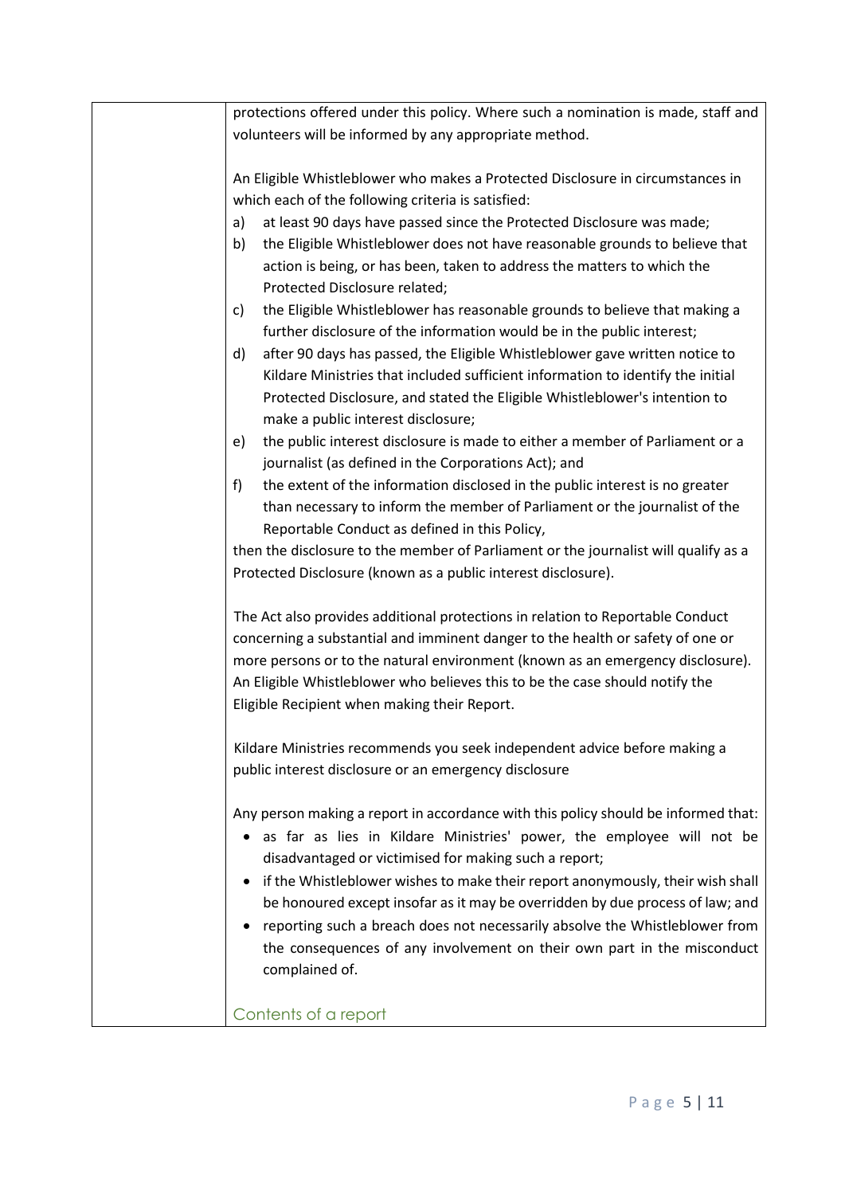protections offered under this policy. Where such a nomination is made, staff and volunteers will be informed by any appropriate method.

An Eligible Whistleblower who makes a Protected Disclosure in circumstances in which each of the following criteria is satisfied:

a) at least 90 days have passed since the Protected Disclosure was made;
b) the Eligible Whistleblower does not have reasonable grounds to believe that action is being, or has been, taken to address the matters to which the Protected Disclosure related;
c) the Eligible Whistleblower has reasonable grounds to believe that making a further disclosure of the information would be in the public interest;
d) after 90 days has passed, the Eligible Whistleblower gave written notice to Kildare Ministries that included sufficient information to identify the initial Protected Disclosure, and stated the Eligible Whistleblower's intention to make a public interest disclosure;
e) the public interest disclosure is made to either a member of Parliament or a journalist (as defined in the Corporations Act); and
f) the extent of the information disclosed in the public interest is no greater than necessary to inform the member of Parliament or the journalist of the Reportable Conduct as defined in this Policy,

then the disclosure to the member of Parliament or the journalist will qualify as a Protected Disclosure (known as a public interest disclosure).

The Act also provides additional protections in relation to Reportable Conduct concerning a substantial and imminent danger to the health or safety of one or more persons or to the natural environment (known as an emergency disclosure). An Eligible Whistleblower who believes this to be the case should notify the Eligible Recipient when making their Report.

Kildare Ministries recommends you seek independent advice before making a public interest disclosure or an emergency disclosure

Any person making a report in accordance with this policy should be informed that:

- as far as lies in Kildare Ministries' power, the employee will not be disadvantaged or victimised for making such a report;
- if the Whistleblower wishes to make their report anonymously, their wish shall be honoured except insofar as it may be overridden by due process of law; and
- reporting such a breach does not necessarily absolve the Whistleblower from the consequences of any involvement on their own part in the misconduct complained of.

## Contents of a report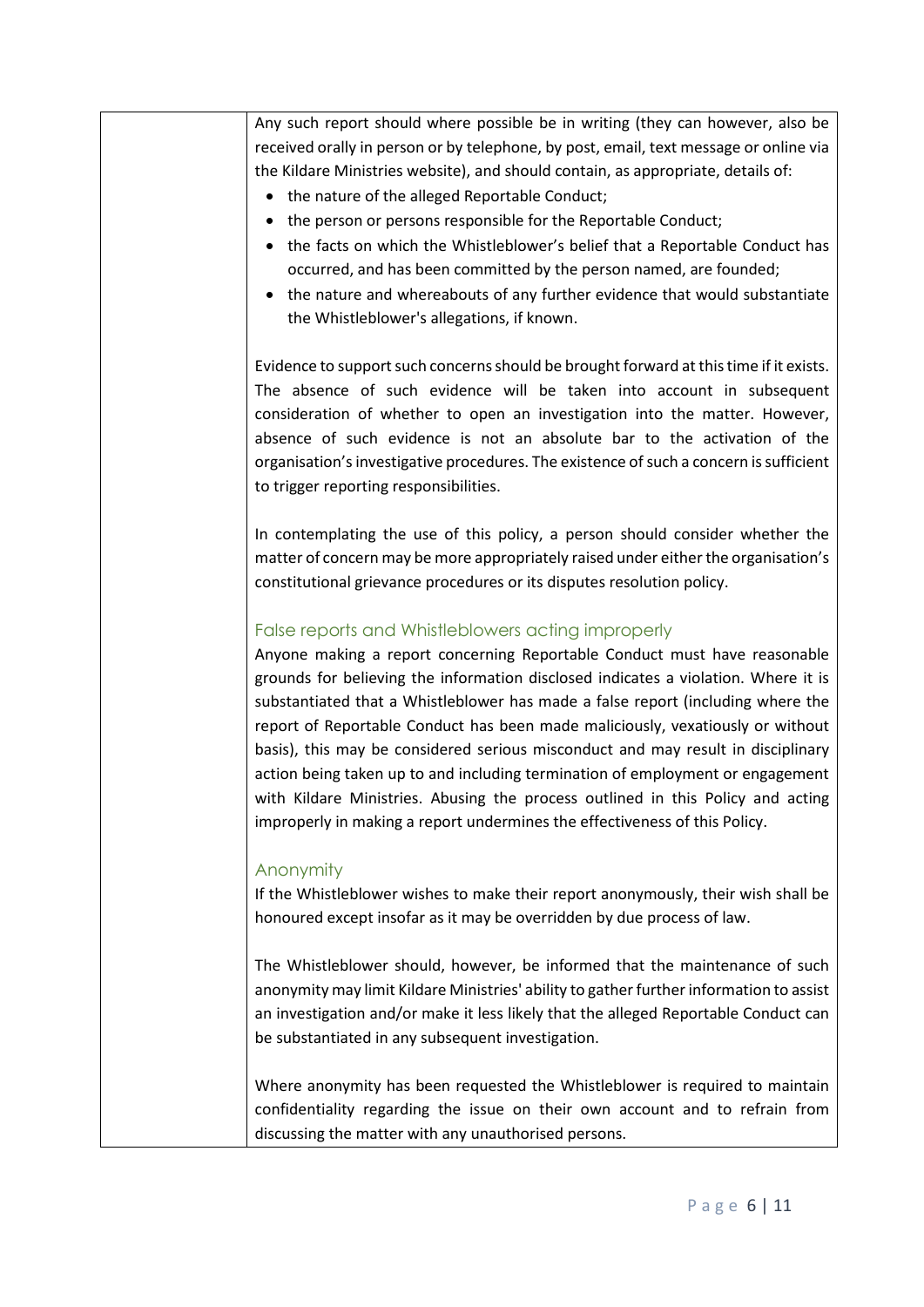Any such report should where possible be in writing (they can however, also be received orally in person or by telephone, by post, email, text message or online via the Kildare Ministries website), and should contain, as appropriate, details of:

- the nature of the alleged Reportable Conduct;
- the person or persons responsible for the Reportable Conduct;
- the facts on which the Whistleblower's belief that a Reportable Conduct has occurred, and has been committed by the person named, are founded;
- the nature and whereabouts of any further evidence that would substantiate the Whistleblower's allegations, if known.

Evidence to support such concerns should be brought forward at this time if it exists. The absence of such evidence will be taken into account in subsequent consideration of whether to open an investigation into the matter. However, absence of such evidence is not an absolute bar to the activation of the organisation's investigative procedures. The existence of such a concern is sufficient to trigger reporting responsibilities.

In contemplating the use of this policy, a person should consider whether the matter of concern may be more appropriately raised under either the organisation's constitutional grievance procedures or its disputes resolution policy.

### False reports and Whistleblowers acting improperly

Anyone making a report concerning Reportable Conduct must have reasonable grounds for believing the information disclosed indicates a violation. Where it is substantiated that a Whistleblower has made a false report (including where the report of Reportable Conduct has been made maliciously, vexatiously or without basis), this may be considered serious misconduct and may result in disciplinary action being taken up to and including termination of employment or engagement with Kildare Ministries. Abusing the process outlined in this Policy and acting improperly in making a report undermines the effectiveness of this Policy.

### Anonymity

If the Whistleblower wishes to make their report anonymously, their wish shall be honoured except insofar as it may be overridden by due process of law.

The Whistleblower should, however, be informed that the maintenance of such anonymity may limit Kildare Ministries' ability to gather further information to assist an investigation and/or make it less likely that the alleged Reportable Conduct can be substantiated in any subsequent investigation.

Where anonymity has been requested the Whistleblower is required to maintain confidentiality regarding the issue on their own account and to refrain from discussing the matter with any unauthorised persons.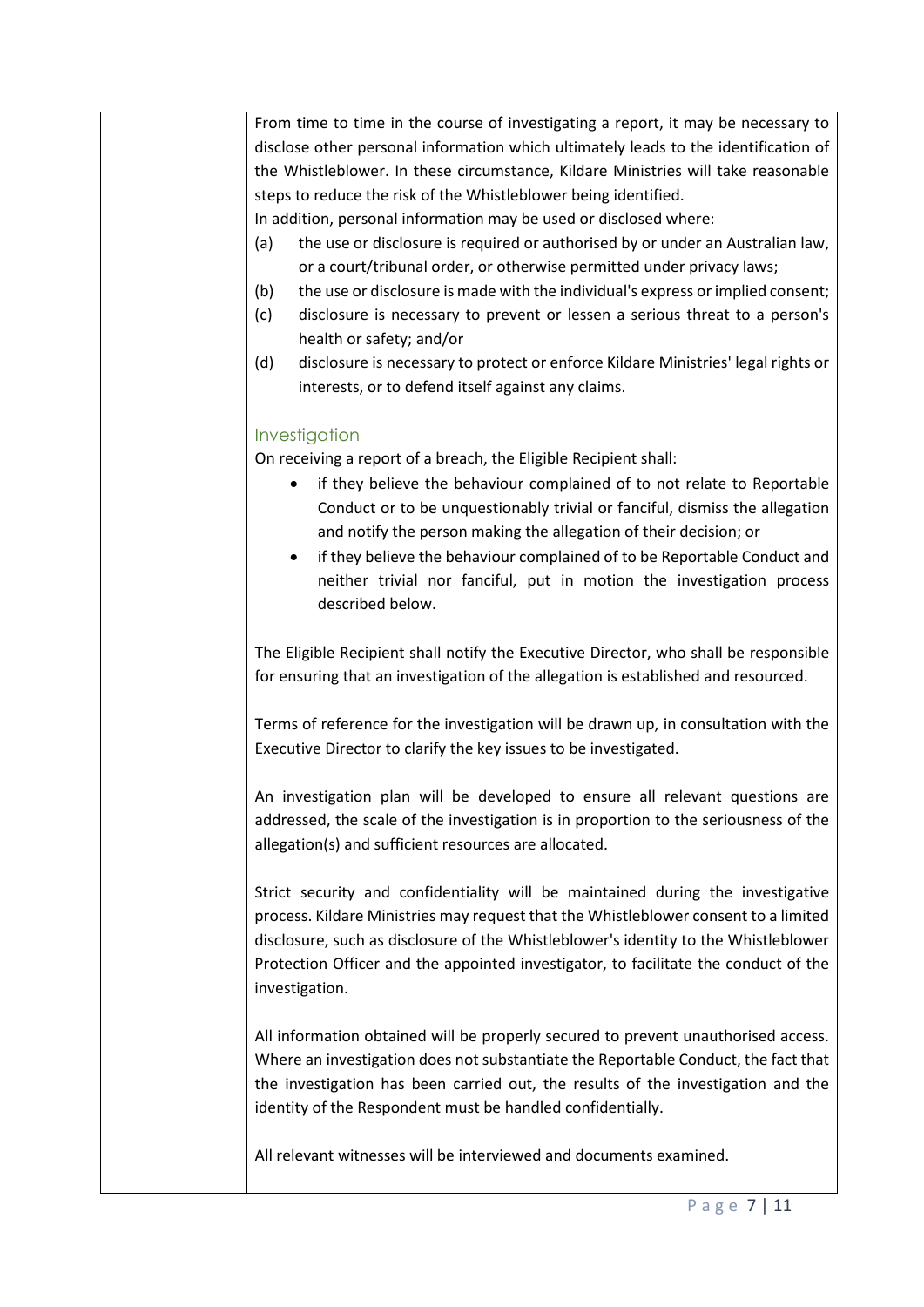From time to time in the course of investigating a report, it may be necessary to disclose other personal information which ultimately leads to the identification of the Whistleblower. In these circumstance, Kildare Ministries will take reasonable steps to reduce the risk of the Whistleblower being identified.

In addition, personal information may be used or disclosed where:

(a) the use or disclosure is required or authorised by or under an Australian law, or a court/tribunal order, or otherwise permitted under privacy laws;

(b) the use or disclosure is made with the individual's express or implied consent;

(c) disclosure is necessary to prevent or lessen a serious threat to a person's health or safety; and/or

(d) disclosure is necessary to protect or enforce Kildare Ministries' legal rights or interests, or to defend itself against any claims.

### Investigation

On receiving a report of a breach, the Eligible Recipient shall:

- if they believe the behaviour complained of to not relate to Reportable Conduct or to be unquestionably trivial or fanciful, dismiss the allegation and notify the person making the allegation of their decision; or
- if they believe the behaviour complained of to be Reportable Conduct and neither trivial nor fanciful, put in motion the investigation process described below.

The Eligible Recipient shall notify the Executive Director, who shall be responsible for ensuring that an investigation of the allegation is established and resourced.

Terms of reference for the investigation will be drawn up, in consultation with the Executive Director to clarify the key issues to be investigated.

An investigation plan will be developed to ensure all relevant questions are addressed, the scale of the investigation is in proportion to the seriousness of the allegation(s) and sufficient resources are allocated.

Strict security and confidentiality will be maintained during the investigative process. Kildare Ministries may request that the Whistleblower consent to a limited disclosure, such as disclosure of the Whistleblower's identity to the Whistleblower Protection Officer and the appointed investigator, to facilitate the conduct of the investigation.

All information obtained will be properly secured to prevent unauthorised access. Where an investigation does not substantiate the Reportable Conduct, the fact that the investigation has been carried out, the results of the investigation and the identity of the Respondent must be handled confidentially.

All relevant witnesses will be interviewed and documents examined.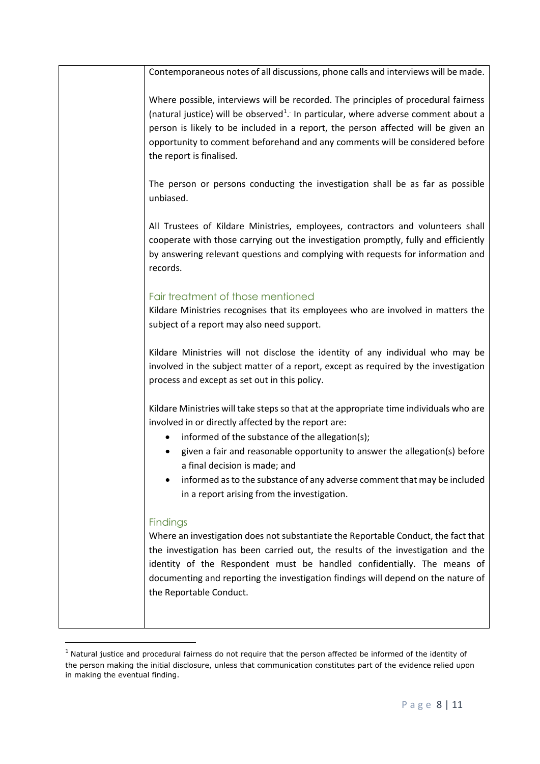Contemporaneous notes of all discussions, phone calls and interviews will be made.

Where possible, interviews will be recorded. The principles of procedural fairness (natural justice) will be observed[1]. In particular, where adverse comment about a person is likely to be included in a report, the person affected will be given an opportunity to comment beforehand and any comments will be considered before the report is finalised.

The person or persons conducting the investigation shall be as far as possible unbiased.

All Trustees of Kildare Ministries, employees, contractors and volunteers shall cooperate with those carrying out the investigation promptly, fully and efficiently by answering relevant questions and complying with requests for information and records.

### Fair treatment of those mentioned

Kildare Ministries recognises that its employees who are involved in matters the subject of a report may also need support.

Kildare Ministries will not disclose the identity of any individual who may be involved in the subject matter of a report, except as required by the investigation process and except as set out in this policy.

Kildare Ministries will take steps so that at the appropriate time individuals who are involved in or directly affected by the report are:

- informed of the substance of the allegation(s);
- given a fair and reasonable opportunity to answer the allegation(s) before a final decision is made; and
- informed as to the substance of any adverse comment that may be included in a report arising from the investigation.

### Findings

Where an investigation does not substantiate the Reportable Conduct, the fact that the investigation has been carried out, the results of the investigation and the identity of the Respondent must be handled confidentially. The means of documenting and reporting the investigation findings will depend on the nature of the Reportable Conduct.

---

[1] Natural justice and procedural fairness do not require that the person affected be informed of the identity of the person making the initial disclosure, unless that communication constitutes part of the evidence relied upon in making the eventual finding.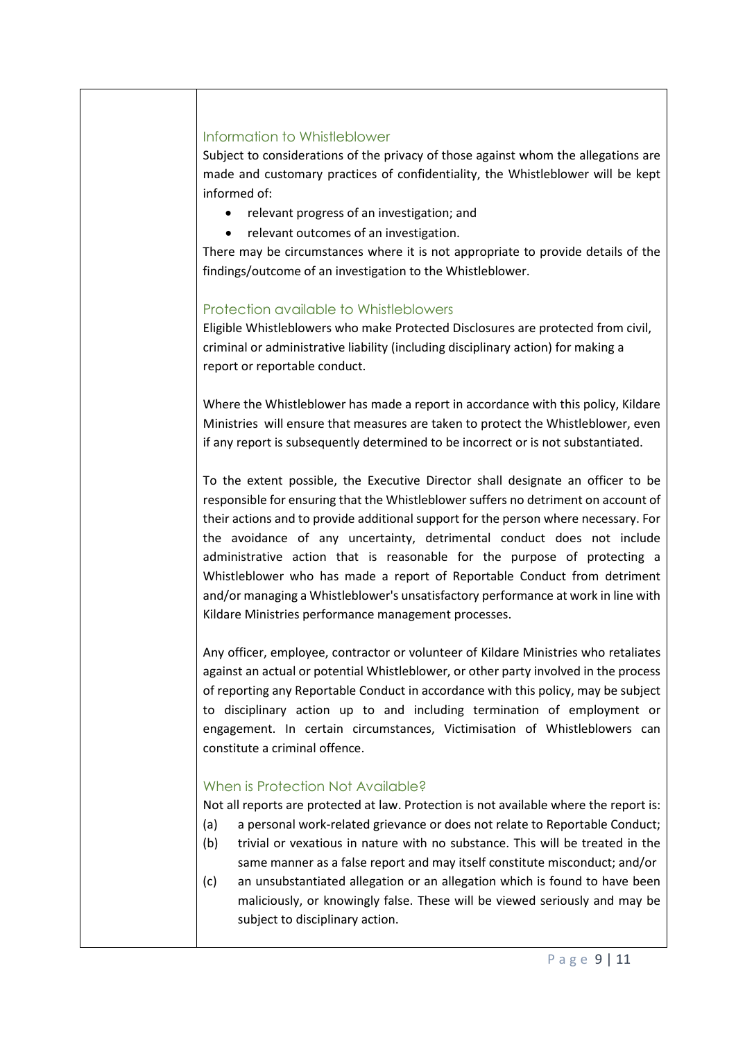## Information to Whistleblower

Subject to considerations of the privacy of those against whom the allegations are made and customary practices of confidentiality, the Whistleblower will be kept informed of:

- relevant progress of an investigation; and
- relevant outcomes of an investigation.

There may be circumstances where it is not appropriate to provide details of the findings/outcome of an investigation to the Whistleblower.

## Protection available to Whistleblowers

Eligible Whistleblowers who make Protected Disclosures are protected from civil, criminal or administrative liability (including disciplinary action) for making a report or reportable conduct.

Where the Whistleblower has made a report in accordance with this policy, Kildare Ministries will ensure that measures are taken to protect the Whistleblower, even if any report is subsequently determined to be incorrect or is not substantiated.

To the extent possible, the Executive Director shall designate an officer to be responsible for ensuring that the Whistleblower suffers no detriment on account of their actions and to provide additional support for the person where necessary. For the avoidance of any uncertainty, detrimental conduct does not include administrative action that is reasonable for the purpose of protecting a Whistleblower who has made a report of Reportable Conduct from detriment and/or managing a Whistleblower's unsatisfactory performance at work in line with Kildare Ministries performance management processes.

Any officer, employee, contractor or volunteer of Kildare Ministries who retaliates against an actual or potential Whistleblower, or other party involved in the process of reporting any Reportable Conduct in accordance with this policy, may be subject to disciplinary action up to and including termination of employment or engagement. In certain circumstances, Victimisation of Whistleblowers can constitute a criminal offence.

## When is Protection Not Available?

Not all reports are protected at law. Protection is not available where the report is:

(a) a personal work-related grievance or does not relate to Reportable Conduct;

(b) trivial or vexatious in nature with no substance. This will be treated in the same manner as a false report and may itself constitute misconduct; and/or

(c) an unsubstantiated allegation or an allegation which is found to have been maliciously, or knowingly false. These will be viewed seriously and may be subject to disciplinary action.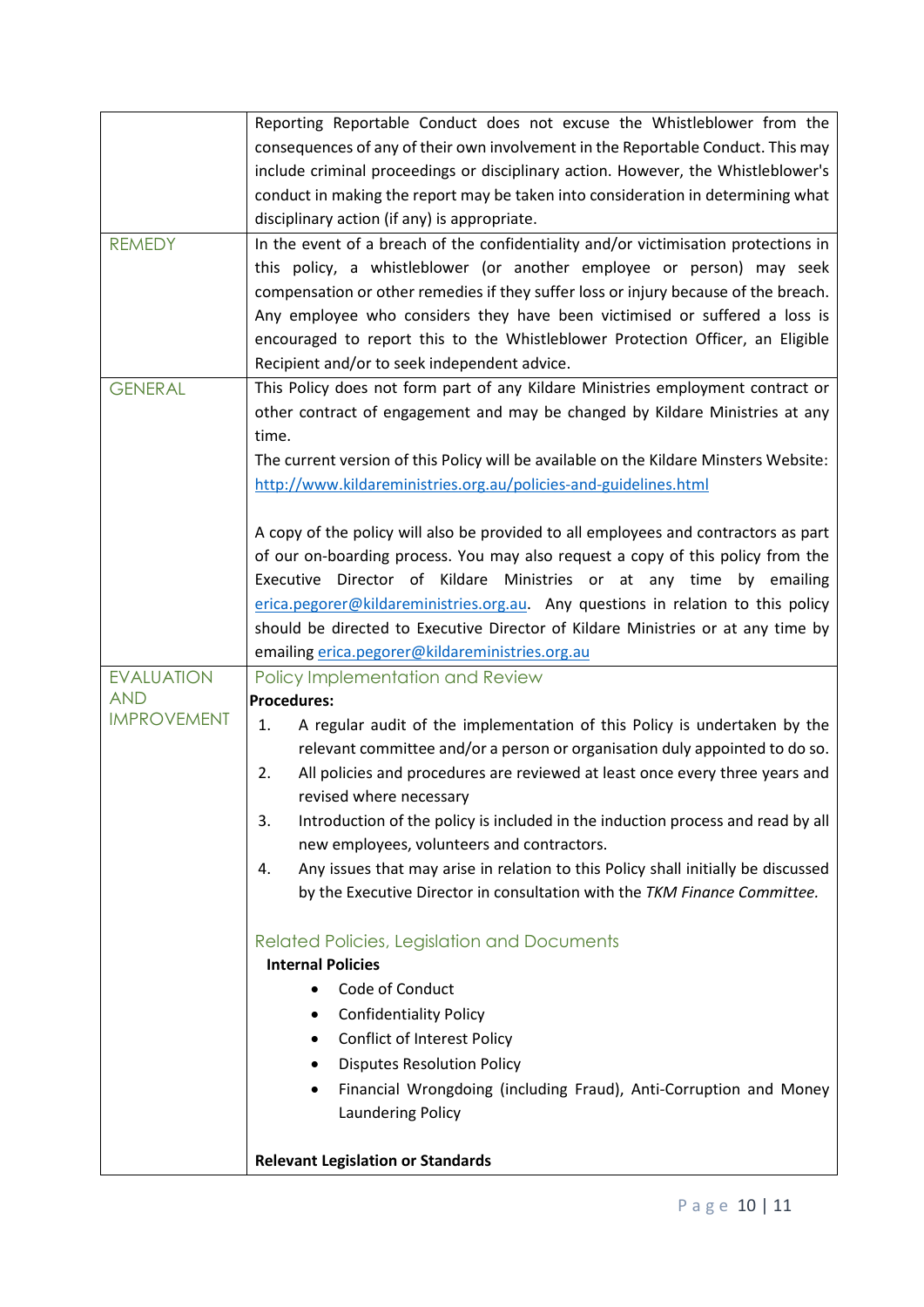| | |
|---|---|
| | Reporting Reportable Conduct does not excuse the Whistleblower from the consequences of any of their own involvement in the Reportable Conduct. This may include criminal proceedings or disciplinary action. However, the Whistleblower's conduct in making the report may be taken into consideration in determining what disciplinary action (if any) is appropriate. |
| REMEDY | In the event of a breach of the confidentiality and/or victimisation protections in this policy, a whistleblower (or another employee or person) may seek compensation or other remedies if they suffer loss or injury because of the breach. Any employee who considers they have been victimised or suffered a loss is encouraged to report this to the Whistleblower Protection Officer, an Eligible Recipient and/or to seek independent advice. |
| GENERAL | This Policy does not form part of any Kildare Ministries employment contract or other contract of engagement and may be changed by Kildare Ministries at any time.<br>The current version of this Policy will be available on the Kildare Minsters Website: [http://www.kildareministries.org.au/policies-and-guidelines.html](http://www.kildareministries.org.au/policies-and-guidelines.html)<br><br>A copy of the policy will also be provided to all employees and contractors as part of our on-boarding process. You may also request a copy of this policy from the Executive Director of Kildare Ministries or at any time by emailing [erica.pegorer@kildareministries.org.au](mailto:erica.pegorer@kildareministries.org.au). Any questions in relation to this policy should be directed to Executive Director of Kildare Ministries or at any time by emailing [erica.pegorer@kildareministries.org.au](mailto:erica.pegorer@kildareministries.org.au) |
| EVALUATION AND IMPROVEMENT | **Policy Implementation and Review**<br>**Procedures:**<br>1. A regular audit of the implementation of this Policy is undertaken by the relevant committee and/or a person or organisation duly appointed to do so.<br>2. All policies and procedures are reviewed at least once every three years and revised where necessary<br>3. Introduction of the policy is included in the induction process and read by all new employees, volunteers and contractors.<br>4. Any issues that may arise in relation to this Policy shall initially be discussed by the Executive Director in consultation with the *TKM Finance Committee.*<br><br>**Related Policies, Legislation and Documents**<br>**Internal Policies**<br>• Code of Conduct<br>• Confidentiality Policy<br>• Conflict of Interest Policy<br>• Disputes Resolution Policy<br>• Financial Wrongdoing (including Fraud), Anti-Corruption and Money Laundering Policy<br><br>**Relevant Legislation or Standards** |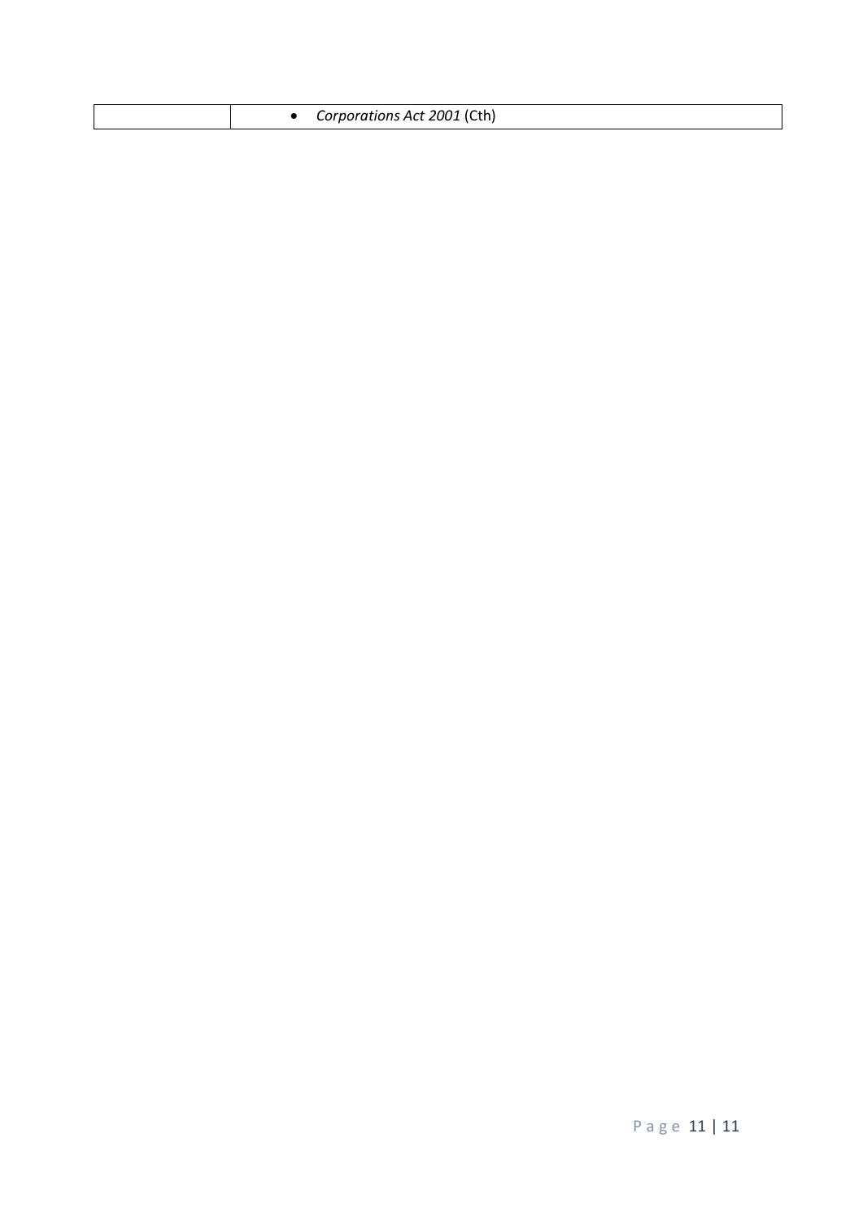| | |
|---|---|
| | - *Corporations Act 2001* (Cth) |